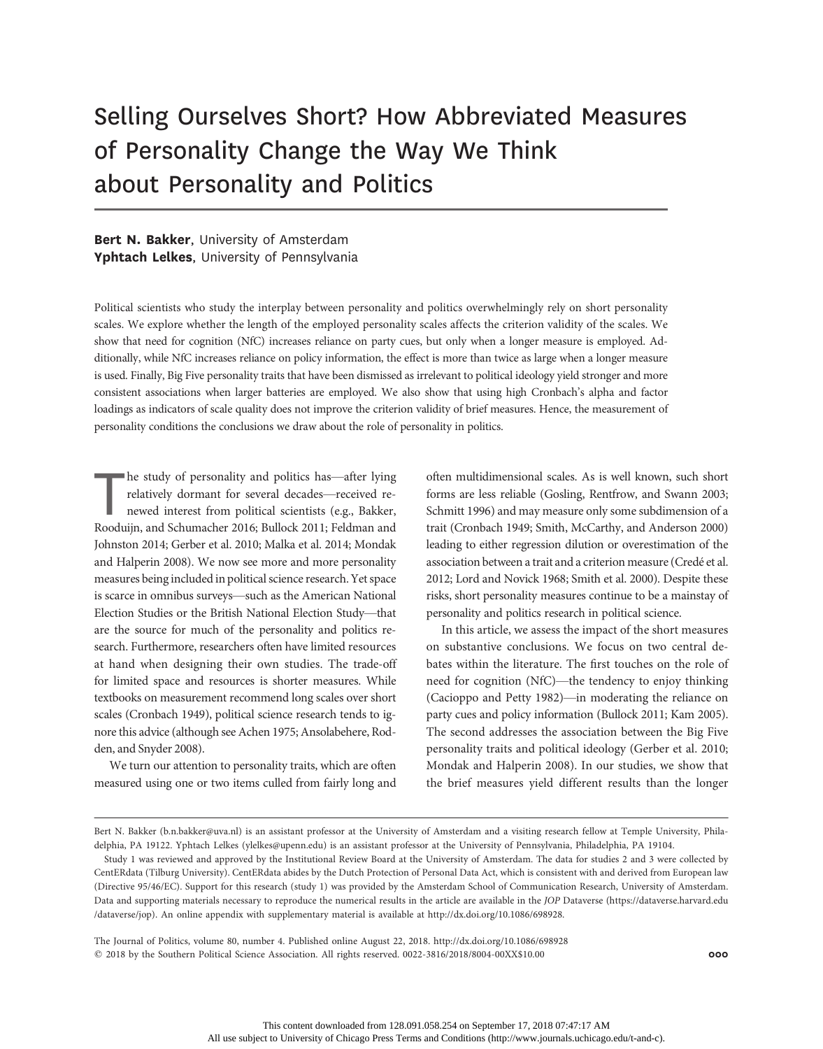# Selling Ourselves Short? How Abbreviated Measures of Personality Change the Way We Think about Personality and Politics

**Bert N. Bakker**, University of Amsterdam
**Yphtach Lelkes**, University of Pennsylvania

Political scientists who study the interplay between personality and politics overwhelmingly rely on short personality scales. We explore whether the length of the employed personality scales affects the criterion validity of the scales. We show that need for cognition (NfC) increases reliance on party cues, but only when a longer measure is employed. Additionally, while NfC increases reliance on policy information, the effect is more than twice as large when a longer measure is used. Finally, Big Five personality traits that have been dismissed as irrelevant to political ideology yield stronger and more consistent associations when larger batteries are employed. We also show that using high Cronbach's alpha and factor loadings as indicators of scale quality does not improve the criterion validity of brief measures. Hence, the measurement of personality conditions the conclusions we draw about the role of personality in politics.

The study of personality and politics has—after lying relatively dormant for several decades—received renewed interest from political scientists (e.g., Bakker, Rooduijn, and Schumacher 2016; Bullock 2011; Feldman and Johnston 2014; Gerber et al. 2010; Malka et al. 2014; Mondak and Halperin 2008). We now see more and more personality measures being included in political science research. Yet space is scarce in omnibus surveys—such as the American National Election Studies or the British National Election Study—that are the source for much of the personality and politics research. Furthermore, researchers often have limited resources at hand when designing their own studies. The trade-off for limited space and resources is shorter measures. While textbooks on measurement recommend long scales over short scales (Cronbach 1949), political science research tends to ignore this advice (although see Achen 1975; Ansolabehere, Rodden, and Snyder 2008).

We turn our attention to personality traits, which are often measured using one or two items culled from fairly long and often multidimensional scales. As is well known, such short forms are less reliable (Gosling, Rentfrow, and Swann 2003; Schmitt 1996) and may measure only some subdimension of a trait (Cronbach 1949; Smith, McCarthy, and Anderson 2000) leading to either regression dilution or overestimation of the association between a trait and a criterion measure (Credé et al. 2012; Lord and Novick 1968; Smith et al. 2000). Despite these risks, short personality measures continue to be a mainstay of personality and politics research in political science.

In this article, we assess the impact of the short measures on substantive conclusions. We focus on two central debates within the literature. The first touches on the role of need for cognition (NfC)—the tendency to enjoy thinking (Cacioppo and Petty 1982)—in moderating the reliance on party cues and policy information (Bullock 2011; Kam 2005). The second addresses the association between the Big Five personality traits and political ideology (Gerber et al. 2010; Mondak and Halperin 2008). In our studies, we show that the brief measures yield different results than the longer

---

Bert N. Bakker (b.n.bakker@uva.nl) is an assistant professor at the University of Amsterdam and a visiting research fellow at Temple University, Philadelphia, PA 19122. Yphtach Lelkes (ylelkes@upenn.edu) is an assistant professor at the University of Pennsylvania, Philadelphia, PA 19104.

Study 1 was reviewed and approved by the Institutional Review Board at the University of Amsterdam. The data for studies 2 and 3 were collected by CentERdata (Tilburg University). CentERdata abides by the Dutch Protection of Personal Data Act, which is consistent with and derived from European law (Directive 95/46/EC). Support for this research (study 1) was provided by the Amsterdam School of Communication Research, University of Amsterdam. Data and supporting materials necessary to reproduce the numerical results in the article are available in the *JOP* Dataverse (https://dataverse.harvard.edu/dataverse/jop). An online appendix with supplementary material is available at http://dx.doi.org/10.1086/698928.

The Journal of Politics, volume 80, number 4. Published online August 22, 2018. http://dx.doi.org/10.1086/698928
© 2018 by the Southern Political Science Association. All rights reserved. 0022-3816/2018/8004-00XX$10.00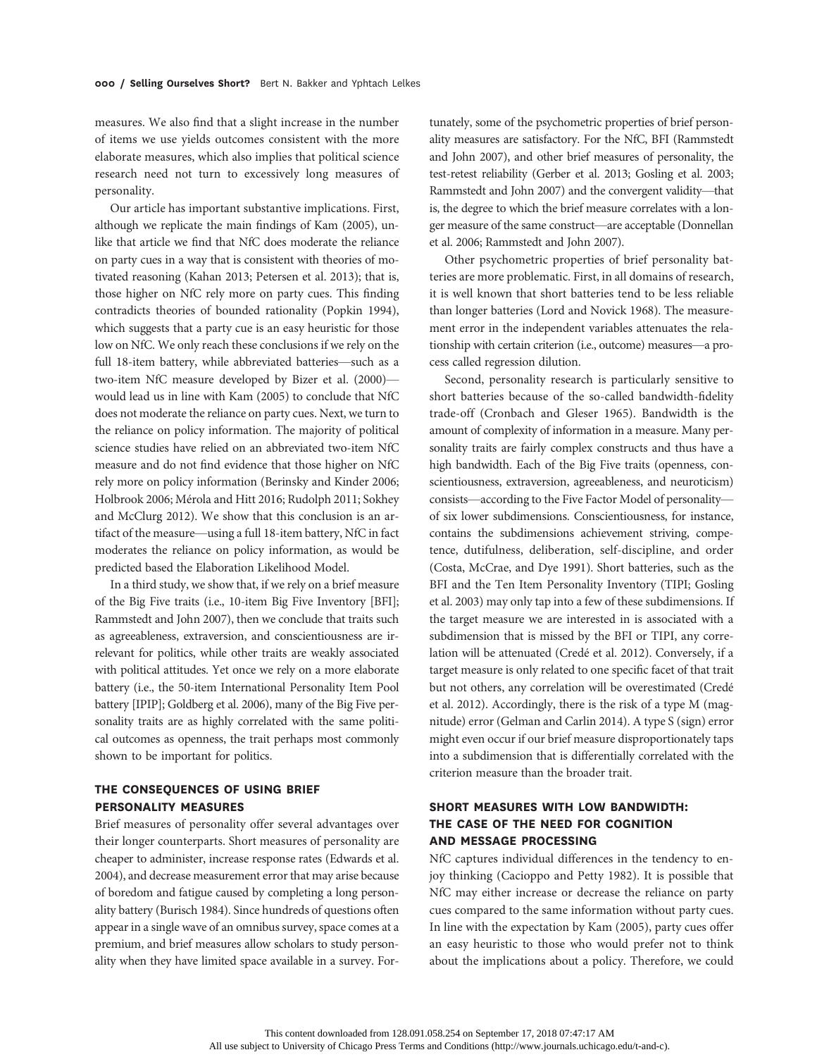measures. We also find that a slight increase in the number of items we use yields outcomes consistent with the more elaborate measures, which also implies that political science research need not turn to excessively long measures of personality.

Our article has important substantive implications. First, although we replicate the main findings of Kam (2005), unlike that article we find that NfC does moderate the reliance on party cues in a way that is consistent with theories of motivated reasoning (Kahan 2013; Petersen et al. 2013); that is, those higher on NfC rely more on party cues. This finding contradicts theories of bounded rationality (Popkin 1994), which suggests that a party cue is an easy heuristic for those low on NfC. We only reach these conclusions if we rely on the full 18-item battery, while abbreviated batteries—such as a two-item NfC measure developed by Bizer et al. (2000)—would lead us in line with Kam (2005) to conclude that NfC does not moderate the reliance on party cues. Next, we turn to the reliance on policy information. The majority of political science studies have relied on an abbreviated two-item NfC measure and do not find evidence that those higher on NfC rely more on policy information (Berinsky and Kinder 2006; Holbrook 2006; Mérola and Hitt 2016; Rudolph 2011; Sokhey and McClurg 2012). We show that this conclusion is an artifact of the measure—using a full 18-item battery, NfC in fact moderates the reliance on policy information, as would be predicted based the Elaboration Likelihood Model.

In a third study, we show that, if we rely on a brief measure of the Big Five traits (i.e., 10-item Big Five Inventory [BFI]; Rammstedt and John 2007), then we conclude that traits such as agreeableness, extraversion, and conscientiousness are irrelevant for politics, while other traits are weakly associated with political attitudes. Yet once we rely on a more elaborate battery (i.e., the 50-item International Personality Item Pool battery [IPIP]; Goldberg et al. 2006), many of the Big Five personality traits are as highly correlated with the same political outcomes as openness, the trait perhaps most commonly shown to be important for politics.

## THE CONSEQUENCES OF USING BRIEF PERSONALITY MEASURES

Brief measures of personality offer several advantages over their longer counterparts. Short measures of personality are cheaper to administer, increase response rates (Edwards et al. 2004), and decrease measurement error that may arise because of boredom and fatigue caused by completing a long personality battery (Burisch 1984). Since hundreds of questions often appear in a single wave of an omnibus survey, space comes at a premium, and brief measures allow scholars to study personality when they have limited space available in a survey. Fortunately, some of the psychometric properties of brief personality measures are satisfactory. For the NfC, BFI (Rammstedt and John 2007), and other brief measures of personality, the test-retest reliability (Gerber et al. 2013; Gosling et al. 2003; Rammstedt and John 2007) and the convergent validity—that is, the degree to which the brief measure correlates with a longer measure of the same construct—are acceptable (Donnellan et al. 2006; Rammstedt and John 2007).

Other psychometric properties of brief personality batteries are more problematic. First, in all domains of research, it is well known that short batteries tend to be less reliable than longer batteries (Lord and Novick 1968). The measurement error in the independent variables attenuates the relationship with certain criterion (i.e., outcome) measures—a process called regression dilution.

Second, personality research is particularly sensitive to short batteries because of the so-called bandwidth-fidelity trade-off (Cronbach and Gleser 1965). Bandwidth is the amount of complexity of information in a measure. Many personality traits are fairly complex constructs and thus have a high bandwidth. Each of the Big Five traits (openness, conscientiousness, extraversion, agreeableness, and neuroticism) consists—according to the Five Factor Model of personality—of six lower subdimensions. Conscientiousness, for instance, contains the subdimensions achievement striving, competence, dutifulness, deliberation, self-discipline, and order (Costa, McCrae, and Dye 1991). Short batteries, such as the BFI and the Ten Item Personality Inventory (TIPI; Gosling et al. 2003) may only tap into a few of these subdimensions. If the target measure we are interested in is associated with a subdimension that is missed by the BFI or TIPI, any correlation will be attenuated (Credé et al. 2012). Conversely, if a target measure is only related to one specific facet of that trait but not others, any correlation will be overestimated (Credé et al. 2012). Accordingly, there is the risk of a type M (magnitude) error (Gelman and Carlin 2014). A type S (sign) error might even occur if our brief measure disproportionately taps into a subdimension that is differentially correlated with the criterion measure than the broader trait.

## SHORT MEASURES WITH LOW BANDWIDTH: THE CASE OF THE NEED FOR COGNITION AND MESSAGE PROCESSING

NfC captures individual differences in the tendency to enjoy thinking (Cacioppo and Petty 1982). It is possible that NfC may either increase or decrease the reliance on party cues compared to the same information without party cues. In line with the expectation by Kam (2005), party cues offer an easy heuristic to those who would prefer not to think about the implications about a policy. Therefore, we could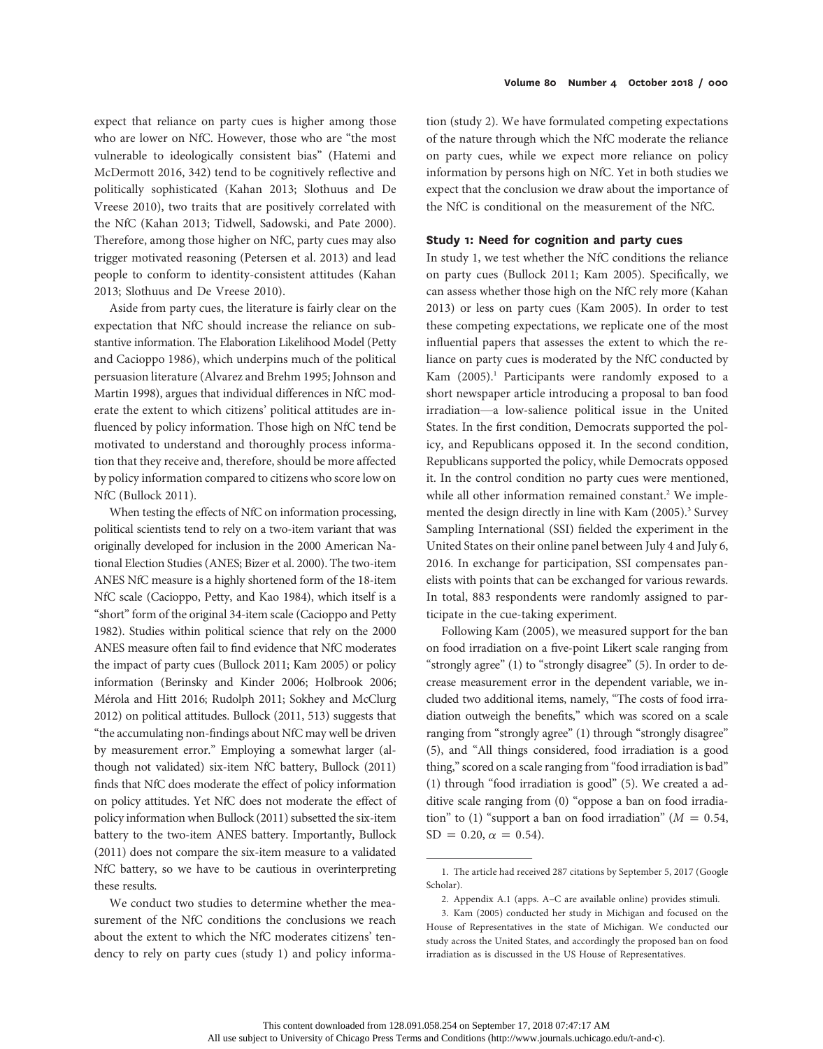expect that reliance on party cues is higher among those who are lower on NfC. However, those who are "the most vulnerable to ideologically consistent bias" (Hatemi and McDermott 2016, 342) tend to be cognitively reflective and politically sophisticated (Kahan 2013; Slothuus and De Vreese 2010), two traits that are positively correlated with the NfC (Kahan 2013; Tidwell, Sadowski, and Pate 2000). Therefore, among those higher on NfC, party cues may also trigger motivated reasoning (Petersen et al. 2013) and lead people to conform to identity-consistent attitudes (Kahan 2013; Slothuus and De Vreese 2010).

Aside from party cues, the literature is fairly clear on the expectation that NfC should increase the reliance on substantive information. The Elaboration Likelihood Model (Petty and Cacioppo 1986), which underpins much of the political persuasion literature (Alvarez and Brehm 1995; Johnson and Martin 1998), argues that individual differences in NfC moderate the extent to which citizens' political attitudes are influenced by policy information. Those high on NfC tend be motivated to understand and thoroughly process information that they receive and, therefore, should be more affected by policy information compared to citizens who score low on NfC (Bullock 2011).

When testing the effects of NfC on information processing, political scientists tend to rely on a two-item variant that was originally developed for inclusion in the 2000 American National Election Studies (ANES; Bizer et al. 2000). The two-item ANES NfC measure is a highly shortened form of the 18-item NfC scale (Cacioppo, Petty, and Kao 1984), which itself is a "short" form of the original 34-item scale (Cacioppo and Petty 1982). Studies within political science that rely on the 2000 ANES measure often fail to find evidence that NfC moderates the impact of party cues (Bullock 2011; Kam 2005) or policy information (Berinsky and Kinder 2006; Holbrook 2006; Mérola and Hitt 2016; Rudolph 2011; Sokhey and McClurg 2012) on political attitudes. Bullock (2011, 513) suggests that "the accumulating non-findings about NfC may well be driven by measurement error." Employing a somewhat larger (although not validated) six-item NfC battery, Bullock (2011) finds that NfC does moderate the effect of policy information on policy attitudes. Yet NfC does not moderate the effect of policy information when Bullock (2011) subsetted the six-item battery to the two-item ANES battery. Importantly, Bullock (2011) does not compare the six-item measure to a validated NfC battery, so we have to be cautious in overinterpreting these results.

We conduct two studies to determine whether the measurement of the NfC conditions the conclusions we reach about the extent to which the NfC moderates citizens' tendency to rely on party cues (study 1) and policy information (study 2). We have formulated competing expectations of the nature through which the NfC moderate the reliance on party cues, while we expect more reliance on policy information by persons high on NfC. Yet in both studies we expect that the conclusion we draw about the importance of the NfC is conditional on the measurement of the NfC.

## Study 1: Need for cognition and party cues

In study 1, we test whether the NfC conditions the reliance on party cues (Bullock 2011; Kam 2005). Specifically, we can assess whether those high on the NfC rely more (Kahan 2013) or less on party cues (Kam 2005). In order to test these competing expectations, we replicate one of the most influential papers that assesses the extent to which the reliance on party cues is moderated by the NfC conducted by Kam (2005).[1] Participants were randomly exposed to a short newspaper article introducing a proposal to ban food irradiation—a low-salience political issue in the United States. In the first condition, Democrats supported the policy, and Republicans opposed it. In the second condition, Republicans supported the policy, while Democrats opposed it. In the control condition no party cues were mentioned, while all other information remained constant.[2] We implemented the design directly in line with Kam (2005).[3] Survey Sampling International (SSI) fielded the experiment in the United States on their online panel between July 4 and July 6, 2016. In exchange for participation, SSI compensates panelists with points that can be exchanged for various rewards. In total, 883 respondents were randomly assigned to participate in the cue-taking experiment.

Following Kam (2005), we measured support for the ban on food irradiation on a five-point Likert scale ranging from "strongly agree" (1) to "strongly disagree" (5). In order to decrease measurement error in the dependent variable, we included two additional items, namely, "The costs of food irradiation outweigh the benefits," which was scored on a scale ranging from "strongly agree" (1) through "strongly disagree" (5), and "All things considered, food irradiation is a good thing," scored on a scale ranging from "food irradiation is bad" (1) through "food irradiation is good" (5). We created an additive scale ranging from (0) "oppose a ban on food irradiation" to (1) "support a ban on food irradiation" ($M = 0.54$, $SD = 0.20$, $\alpha = 0.54$).

---

1. The article had received 287 citations by September 5, 2017 (Google Scholar).

2. Appendix A.1 (apps. A–C are available online) provides stimuli.

3. Kam (2005) conducted her study in Michigan and focused on the House of Representatives in the state of Michigan. We conducted our study across the United States, and accordingly the proposed ban on food irradiation as is discussed in the US House of Representatives.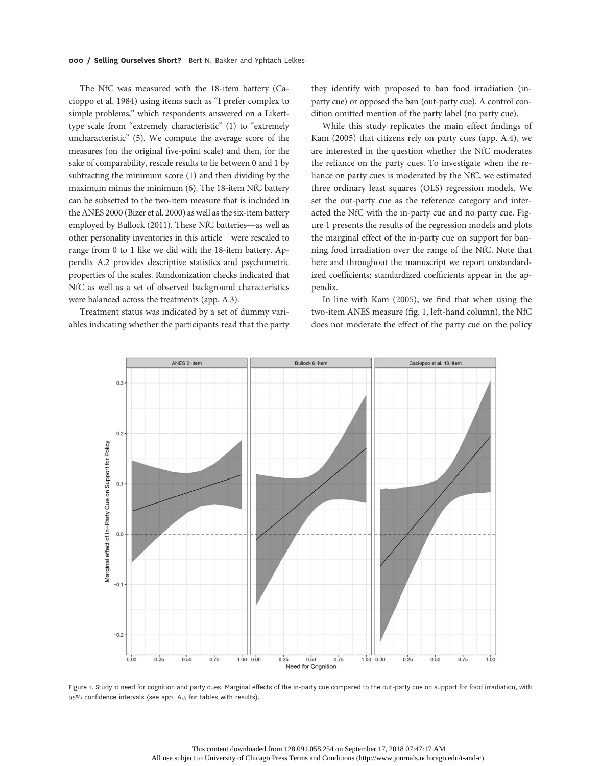The NfC was measured with the 18-item battery (Cacioppo et al. 1984) using items such as "I prefer complex to simple problems," which respondents answered on a Likert-type scale from "extremely characteristic" (1) to "extremely uncharacteristic" (5). We compute the average score of the measures (on the original five-point scale) and then, for the sake of comparability, rescale results to lie between 0 and 1 by subtracting the minimum score (1) and then dividing by the maximum minus the minimum (6). The 18-item NfC battery can be subsetted to the two-item measure that is included in the ANES 2000 (Bizer et al. 2000) as well as the six-item battery employed by Bullock (2011). These NfC batteries—as well as other personality inventories in this article—were rescaled to range from 0 to 1 like we did with the 18-item battery. Appendix A.2 provides descriptive statistics and psychometric properties of the scales. Randomization checks indicated that NfC as well as a set of observed background characteristics were balanced across the treatments (app. A.3).

Treatment status was indicated by a set of dummy variables indicating whether the participants read that the party they identify with proposed to ban food irradiation (in-party cue) or opposed the ban (out-party cue). A control condition omitted mention of the party label (no party cue).

While this study replicates the main effect findings of Kam (2005) that citizens rely on party cues (app. A.4), we are interested in the question whether the NfC moderates the reliance on the party cues. To investigate when the reliance on party cues is moderated by the NfC, we estimated three ordinary least squares (OLS) regression models. We set the out-party cue as the reference category and interacted the NfC with the in-party cue and no party cue. Figure 1 presents the results of the regression models and plots the marginal effect of the in-party cue on support for banning food irradiation over the range of the NfC. Note that here and throughout the manuscript we report unstandardized coefficients; standardized coefficients appear in the appendix.

In line with Kam (2005), we find that when using the two-item ANES measure (fig. 1, left-hand column), the NfC does not moderate the effect of the party cue on the policy

Figure 1. Study 1: need for cognition and party cues. Marginal effects of the in-party cue compared to the out-party cue on support for food irradiation, with 95% confidence intervals (see app. A.5 for tables with results).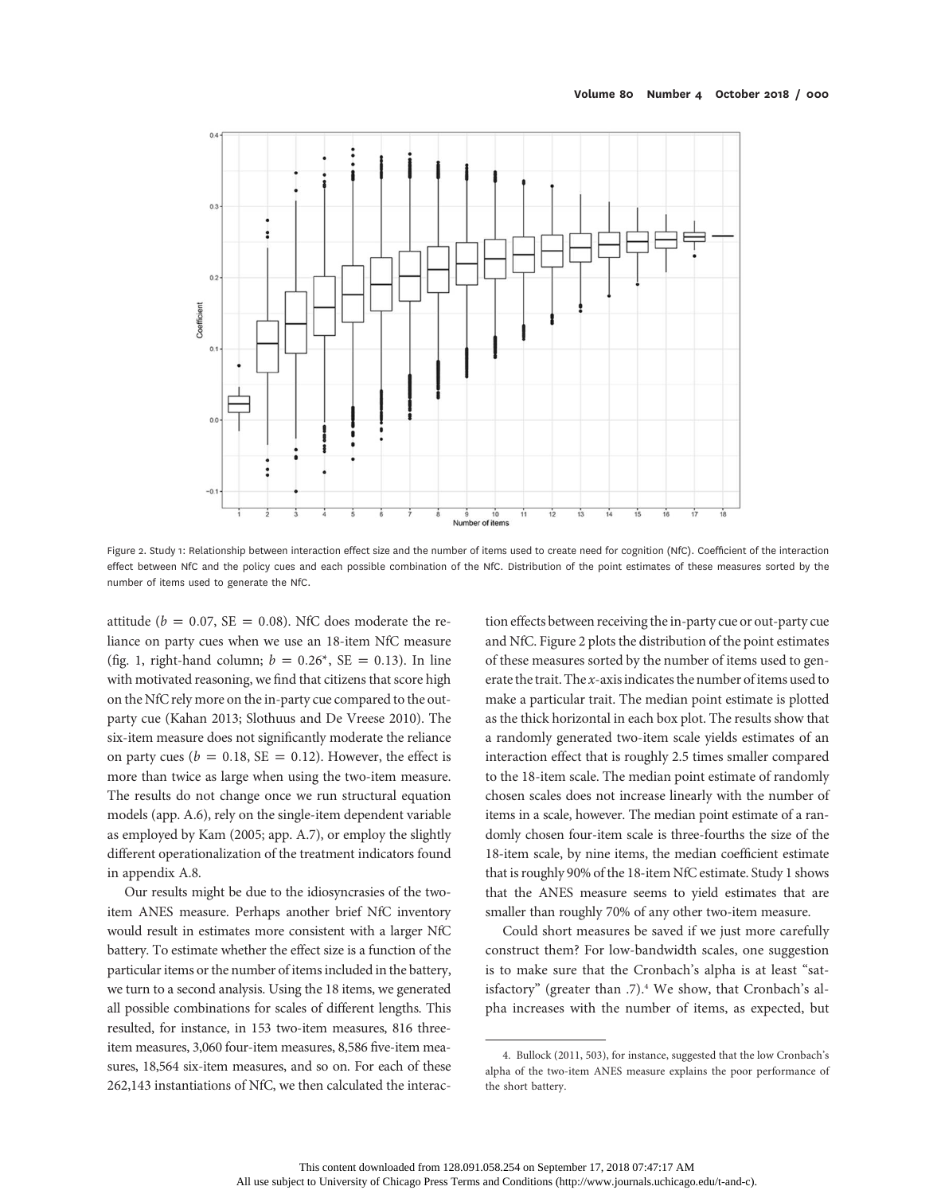Figure 2. Study 1: Relationship between interaction effect size and the number of items used to create need for cognition (NfC). Coefficient of the interaction effect between NfC and the policy cues and each possible combination of the NfC. Distribution of the point estimates of these measures sorted by the number of items used to generate the NfC.

attitude ($b = 0.07$, SE $= 0.08$). NfC does moderate the reliance on party cues when we use an 18-item NfC measure (fig. 1, right-hand column; $b = 0.26^*$, SE $= 0.13$). In line with motivated reasoning, we find that citizens that score high on the NfC rely more on the in-party cue compared to the out-party cue (Kahan 2013; Slothuus and De Vreese 2010). The six-item measure does not significantly moderate the reliance on party cues ($b = 0.18$, SE $= 0.12$). However, the effect is more than twice as large when using the two-item measure. The results do not change once we run structural equation models (app. A.6), rely on the single-item dependent variable as employed by Kam (2005; app. A.7), or employ the slightly different operationalization of the treatment indicators found in appendix A.8.

Our results might be due to the idiosyncrasies of the two-item ANES measure. Perhaps another brief NfC inventory would result in estimates more consistent with a larger NfC battery. To estimate whether the effect size is a function of the particular items or the number of items included in the battery, we turn to a second analysis. Using the 18 items, we generated all possible combinations for scales of different lengths. This resulted, for instance, in 153 two-item measures, 816 three-item measures, 3,060 four-item measures, 8,586 five-item measures, 18,564 six-item measures, and so on. For each of these 262,143 instantiations of NfC, we then calculated the interaction effects between receiving the in-party cue or out-party cue and NfC. Figure 2 plots the distribution of the point estimates of these measures sorted by the number of items used to generate the trait. The *x*-axis indicates the number of items used to make a particular trait. The median point estimate is plotted as the thick horizontal in each box plot. The results show that a randomly generated two-item scale yields estimates of an interaction effect that is roughly 2.5 times smaller compared to the 18-item scale. The median point estimate of randomly chosen scales does not increase linearly with the number of items in a scale, however. The median point estimate of a randomly chosen four-item scale is three-fourths the size of the 18-item scale, by nine items, the median coefficient estimate that is roughly 90% of the 18-item NfC estimate. Study 1 shows that the ANES measure seems to yield estimates that are smaller than roughly 70% of any other two-item measure.

Could short measures be saved if we just more carefully construct them? For low-bandwidth scales, one suggestion is to make sure that the Cronbach's alpha is at least "satisfactory" (greater than .7).[4] We show, that Cronbach's alpha increases with the number of items, as expected, but

4. Bullock (2011, 503), for instance, suggested that the low Cronbach's alpha of the two-item ANES measure explains the poor performance of the short battery.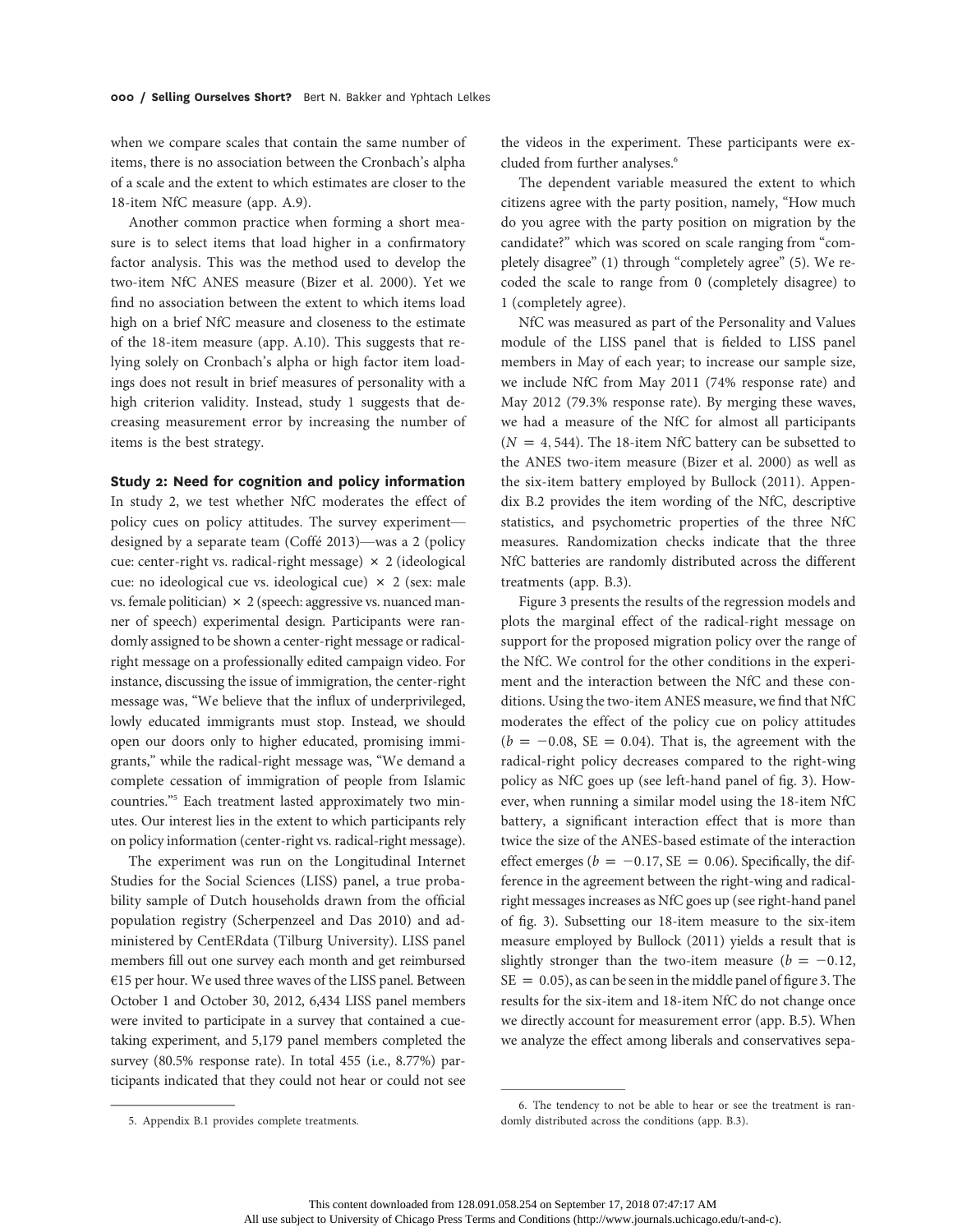when we compare scales that contain the same number of items, there is no association between the Cronbach's alpha of a scale and the extent to which estimates are closer to the 18-item NfC measure (app. A.9).

Another common practice when forming a short measure is to select items that load higher in a confirmatory factor analysis. This was the method used to develop the two-item NfC ANES measure (Bizer et al. 2000). Yet we find no association between the extent to which items load high on a brief NfC measure and closeness to the estimate of the 18-item measure (app. A.10). This suggests that relying solely on Cronbach's alpha or high factor item loadings does not result in brief measures of personality with a high criterion validity. Instead, study 1 suggests that decreasing measurement error by increasing the number of items is the best strategy.

## Study 2: Need for cognition and policy information

In study 2, we test whether NfC moderates the effect of policy cues on policy attitudes. The survey experiment—designed by a separate team (Coffé 2013)—was a 2 (policy cue: center-right vs. radical-right message) × 2 (ideological cue: no ideological cue vs. ideological cue) × 2 (sex: male vs. female politician) × 2 (speech: aggressive vs. nuanced manner of speech) experimental design. Participants were randomly assigned to be shown a center-right message or radical-right message on a professionally edited campaign video. For instance, discussing the issue of immigration, the center-right message was, "We believe that the influx of underprivileged, lowly educated immigrants must stop. Instead, we should open our doors only to higher educated, promising immigrants," while the radical-right message was, "We demand a complete cessation of immigration of people from Islamic countries."[5] Each treatment lasted approximately two minutes. Our interest lies in the extent to which participants rely on policy information (center-right vs. radical-right message).

The experiment was run on the Longitudinal Internet Studies for the Social Sciences (LISS) panel, a true probability sample of Dutch households drawn from the official population registry (Scherpenzeel and Das 2010) and administered by CentERdata (Tilburg University). LISS panel members fill out one survey each month and get reimbursed €15 per hour. We used three waves of the LISS panel. Between October 1 and October 30, 2012, 6,434 LISS panel members were invited to participate in a survey that contained a cue-taking experiment, and 5,179 panel members completed the survey (80.5% response rate). In total 455 (i.e., 8.77%) participants indicated that they could not hear or could not see the videos in the experiment. These participants were excluded from further analyses.[6]

The dependent variable measured the extent to which citizens agree with the party position, namely, "How much do you agree with the party position on migration by the candidate?" which was scored on scale ranging from "completely disagree" (1) through "completely agree" (5). We recoded the scale to range from 0 (completely disagree) to 1 (completely agree).

NfC was measured as part of the Personality and Values module of the LISS panel that is fielded to LISS panel members in May of each year; to increase our sample size, we include NfC from May 2011 (74% response rate) and May 2012 (79.3% response rate). By merging these waves, we had a measure of the NfC for almost all participants ($N = 4,544$). The 18-item NfC battery can be subsetted to the ANES two-item measure (Bizer et al. 2000) as well as the six-item battery employed by Bullock (2011). Appendix B.2 provides the item wording of the NfC, descriptive statistics, and psychometric properties of the three NfC measures. Randomization checks indicate that the three NfC batteries are randomly distributed across the different treatments (app. B.3).

Figure 3 presents the results of the regression models and plots the marginal effect of the radical-right message on support for the proposed migration policy over the range of the NfC. We control for the other conditions in the experiment and the interaction between the NfC and these conditions. Using the two-item ANES measure, we find that NfC moderates the effect of the policy cue on policy attitudes ($b = -0.08$, $SE = 0.04$). That is, the agreement with the radical-right policy decreases compared to the right-wing policy as NfC goes up (see left-hand panel of fig. 3). However, when running a similar model using the 18-item NfC battery, a significant interaction effect that is more than twice the size of the ANES-based estimate of the interaction effect emerges ($b = -0.17$, $SE = 0.06$). Specifically, the difference in the agreement between the right-wing and radical-right messages increases as NfC goes up (see right-hand panel of fig. 3). Subsetting our 18-item measure to the six-item measure employed by Bullock (2011) yields a result that is slightly stronger than the two-item measure ($b = -0.12$, $SE = 0.05$), as can be seen in the middle panel of figure 3. The results for the six-item and 18-item NfC do not change once we directly account for measurement error (app. B.5). When we analyze the effect among liberals and conservatives sepa-

5. Appendix B.1 provides complete treatments.

6. The tendency to not be able to hear or see the treatment is randomly distributed across the conditions (app. B.3).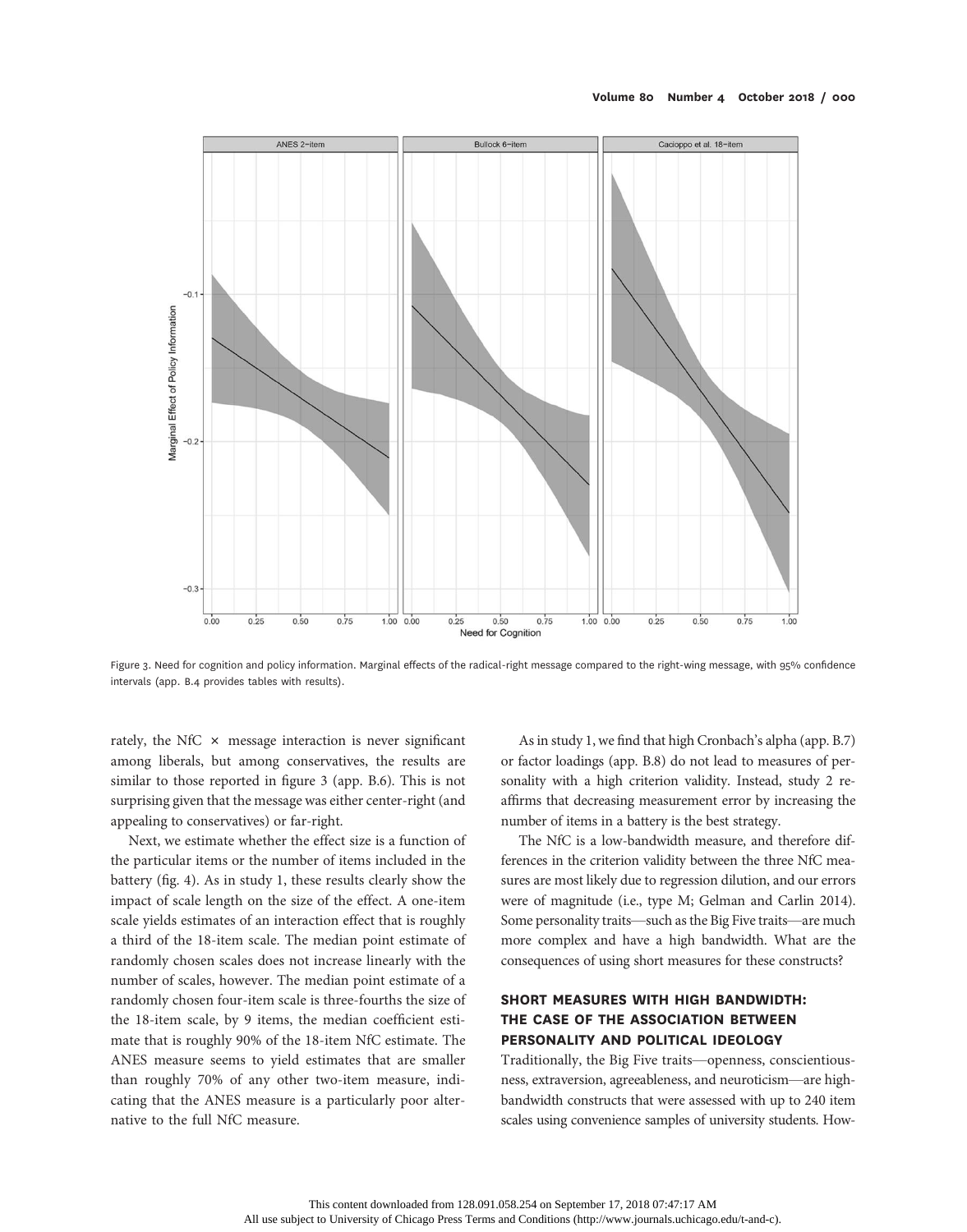Figure 3. Need for cognition and policy information. Marginal effects of the radical-right message compared to the right-wing message, with 95% confidence intervals (app. B.4 provides tables with results).

rately, the NfC × message interaction is never significant among liberals, but among conservatives, the results are similar to those reported in figure 3 (app. B.6). This is not surprising given that the message was either center-right (and appealing to conservatives) or far-right.

Next, we estimate whether the effect size is a function of the particular items or the number of items included in the battery (fig. 4). As in study 1, these results clearly show the impact of scale length on the size of the effect. A one-item scale yields estimates of an interaction effect that is roughly a third of the 18-item scale. The median point estimate of randomly chosen scales does not increase linearly with the number of scales, however. The median point estimate of a randomly chosen four-item scale is three-fourths the size of the 18-item scale, by 9 items, the median coefficient estimate that is roughly 90% of the 18-item NfC estimate. The ANES measure seems to yield estimates that are smaller than roughly 70% of any other two-item measure, indicating that the ANES measure is a particularly poor alternative to the full NfC measure.

As in study 1, we find that high Cronbach's alpha (app. B.7) or factor loadings (app. B.8) do not lead to measures of personality with a high criterion validity. Instead, study 2 reaffirms that decreasing measurement error by increasing the number of items in a battery is the best strategy.

The NfC is a low-bandwidth measure, and therefore differences in the criterion validity between the three NfC measures are most likely due to regression dilution, and our errors were of magnitude (i.e., type M; Gelman and Carlin 2014). Some personality traits—such as the Big Five traits—are much more complex and have a high bandwidth. What are the consequences of using short measures for these constructs?

## SHORT MEASURES WITH HIGH BANDWIDTH: THE CASE OF THE ASSOCIATION BETWEEN PERSONALITY AND POLITICAL IDEOLOGY

Traditionally, the Big Five traits—openness, conscientiousness, extraversion, agreeableness, and neuroticism—are high-bandwidth constructs that were assessed with up to 240 item scales using convenience samples of university students. How-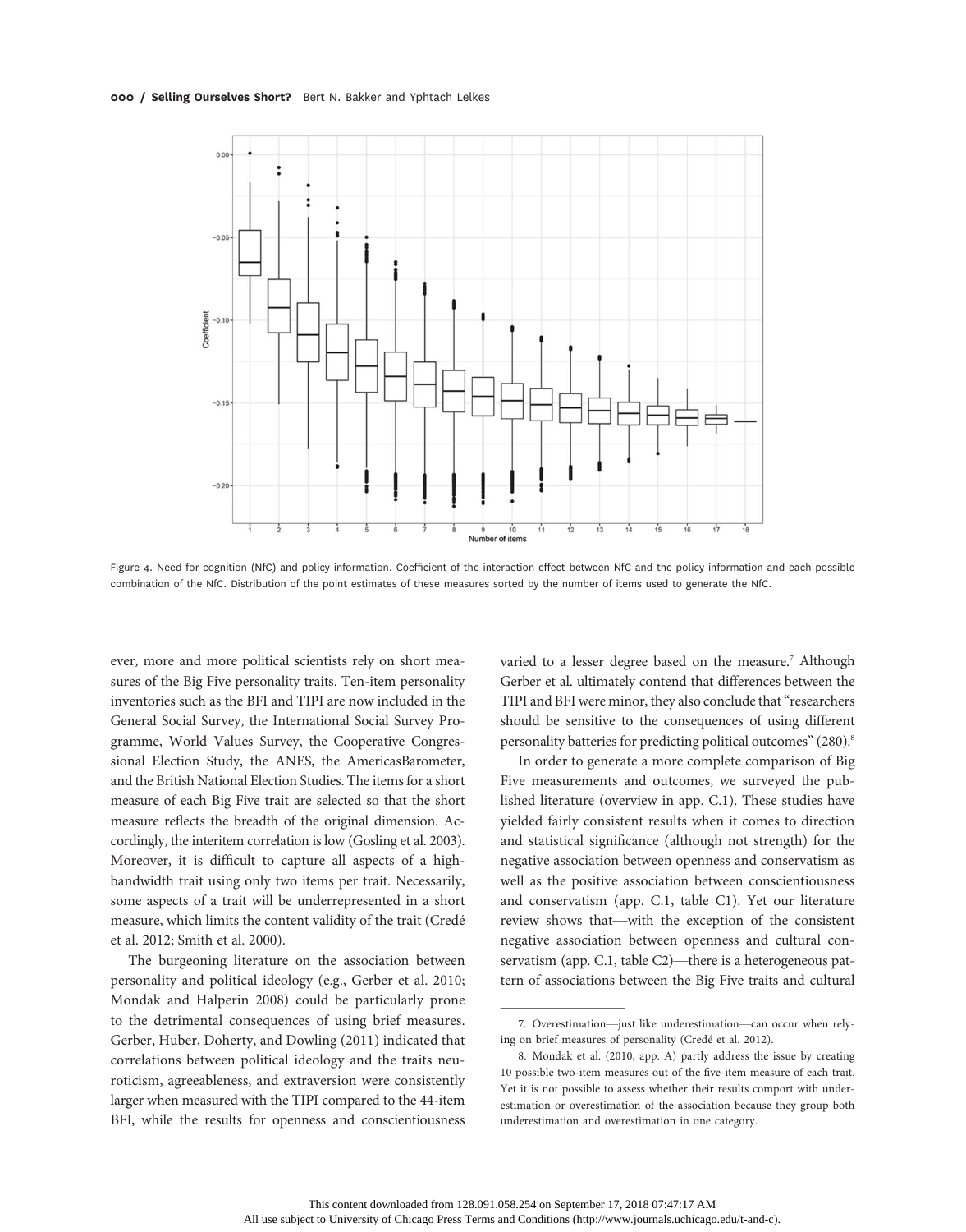Figure 4. Need for cognition (NfC) and policy information. Coefficient of the interaction effect between NfC and the policy information and each possible combination of the NfC. Distribution of the point estimates of these measures sorted by the number of items used to generate the NfC.

ever, more and more political scientists rely on short measures of the Big Five personality traits. Ten-item personality inventories such as the BFI and TIPI are now included in the General Social Survey, the International Social Survey Programme, World Values Survey, the Cooperative Congressional Election Study, the ANES, the AmericasBarometer, and the British National Election Studies. The items for a short measure of each Big Five trait are selected so that the short measure reflects the breadth of the original dimension. Accordingly, the interitem correlation is low (Gosling et al. 2003). Moreover, it is difficult to capture all aspects of a high-bandwidth trait using only two items per trait. Necessarily, some aspects of a trait will be underrepresented in a short measure, which limits the content validity of the trait (Credé et al. 2012; Smith et al. 2000).

The burgeoning literature on the association between personality and political ideology (e.g., Gerber et al. 2010; Mondak and Halperin 2008) could be particularly prone to the detrimental consequences of using brief measures. Gerber, Huber, Doherty, and Dowling (2011) indicated that correlations between political ideology and the traits neuroticism, agreeableness, and extraversion were consistently larger when measured with the TIPI compared to the 44-item BFI, while the results for openness and conscientiousness varied to a lesser degree based on the measure.[7] Although Gerber et al. ultimately contend that differences between the TIPI and BFI were minor, they also conclude that "researchers should be sensitive to the consequences of using different personality batteries for predicting political outcomes" (280).[8]

In order to generate a more complete comparison of Big Five measurements and outcomes, we surveyed the published literature (overview in app. C.1). These studies have yielded fairly consistent results when it comes to direction and statistical significance (although not strength) for the negative association between openness and conservatism as well as the positive association between conscientiousness and conservatism (app. C.1, table C1). Yet our literature review shows that—with the exception of the consistent negative association between openness and cultural conservatism (app. C.1, table C2)—there is a heterogeneous pattern of associations between the Big Five traits and cultural

7. Overestimation—just like underestimation—can occur when relying on brief measures of personality (Credé et al. 2012).

8. Mondak et al. (2010, app. A) partly address the issue by creating 10 possible two-item measures out of the five-item measure of each trait. Yet it is not possible to assess whether their results comport with underestimation or overestimation of the association because they group both underestimation and overestimation in one category.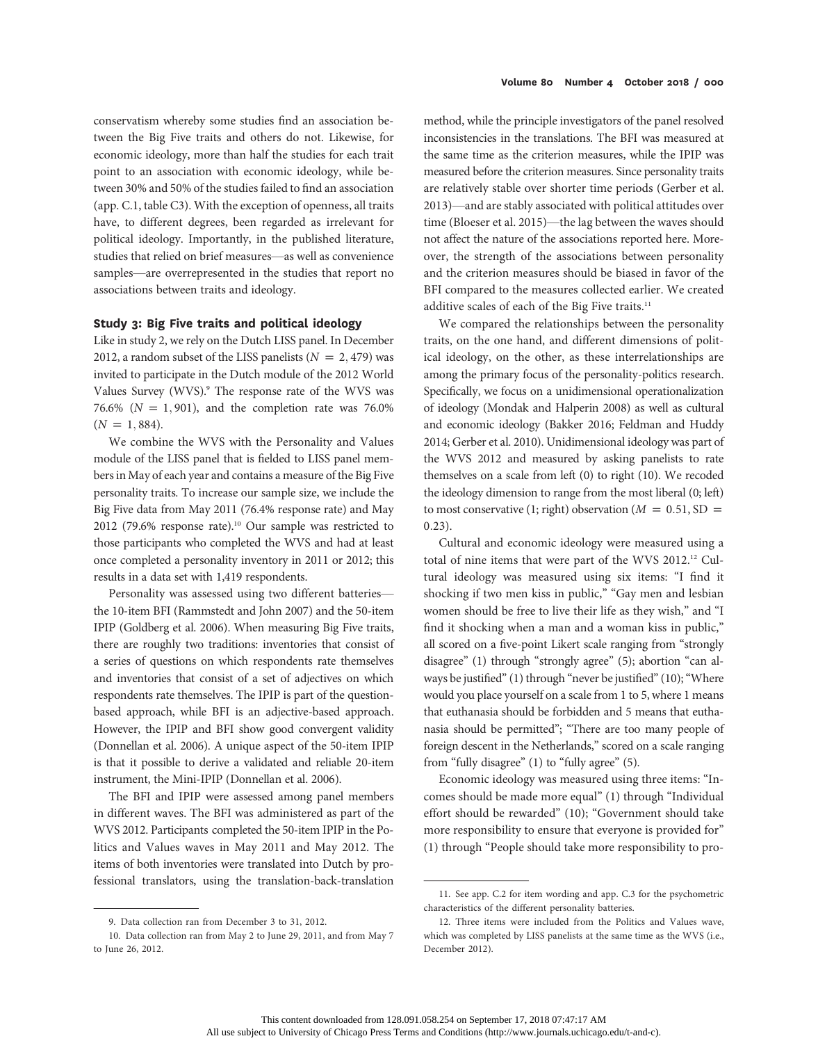conservatism whereby some studies find an association between the Big Five traits and others do not. Likewise, for economic ideology, more than half the studies for each trait point to an association with economic ideology, while between 30% and 50% of the studies failed to find an association (app. C.1, table C3). With the exception of openness, all traits have, to different degrees, been regarded as irrelevant for political ideology. Importantly, in the published literature, studies that relied on brief measures—as well as convenience samples—are overrepresented in the studies that report no associations between traits and ideology.

### Study 3: Big Five traits and political ideology

Like in study 2, we rely on the Dutch LISS panel. In December 2012, a random subset of the LISS panelists ($N = 2,479$) was invited to participate in the Dutch module of the 2012 World Values Survey (WVS).[9] The response rate of the WVS was 76.6% ($N = 1,901$), and the completion rate was 76.0% ($N = 1,884$).

We combine the WVS with the Personality and Values module of the LISS panel that is fielded to LISS panel members in May of each year and contains a measure of the Big Five personality traits. To increase our sample size, we include the Big Five data from May 2011 (76.4% response rate) and May 2012 (79.6% response rate).[10] Our sample was restricted to those participants who completed the WVS and had at least once completed a personality inventory in 2011 or 2012; this results in a data set with 1,419 respondents.

Personality was assessed using two different batteries—the 10-item BFI (Rammstedt and John 2007) and the 50-item IPIP (Goldberg et al. 2006). When measuring Big Five traits, there are roughly two traditions: inventories that consist of a series of questions on which respondents rate themselves and inventories that consist of a set of adjectives on which respondents rate themselves. The IPIP is part of the question-based approach, while BFI is an adjective-based approach. However, the IPIP and BFI show good convergent validity (Donnellan et al. 2006). A unique aspect of the 50-item IPIP is that it possible to derive a validated and reliable 20-item instrument, the Mini-IPIP (Donnellan et al. 2006).

The BFI and IPIP were assessed among panel members in different waves. The BFI was administered as part of the WVS 2012. Participants completed the 50-item IPIP in the Politics and Values waves in May 2011 and May 2012. The items of both inventories were translated into Dutch by professional translators, using the translation-back-translation method, while the principle investigators of the panel resolved inconsistencies in the translations. The BFI was measured at the same time as the criterion measures, while the IPIP was measured before the criterion measures. Since personality traits are relatively stable over shorter time periods (Gerber et al. 2013)—and are stably associated with political attitudes over time (Bloeser et al. 2015)—the lag between the waves should not affect the nature of the associations reported here. Moreover, the strength of the associations between personality and the criterion measures should be biased in favor of the BFI compared to the measures collected earlier. We created additive scales of each of the Big Five traits.[11]

We compared the relationships between the personality traits, on the one hand, and different dimensions of political ideology, on the other, as these interrelationships are among the primary focus of the personality-politics research. Specifically, we focus on a unidimensional operationalization of ideology (Mondak and Halperin 2008) as well as cultural and economic ideology (Bakker 2016; Feldman and Huddy 2014; Gerber et al. 2010). Unidimensional ideology was part of the WVS 2012 and measured by asking panelists to rate themselves on a scale from left (0) to right (10). We recoded the ideology dimension to range from the most liberal (0; left) to most conservative (1; right) observation ($M = 0.51$, $SD = 0.23$).

Cultural and economic ideology were measured using a total of nine items that were part of the WVS 2012.[12] Cultural ideology was measured using six items: "I find it shocking if two men kiss in public," "Gay men and lesbian women should be free to live their life as they wish," and "I find it shocking when a man and a woman kiss in public," all scored on a five-point Likert scale ranging from "strongly disagree" (1) through "strongly agree" (5); abortion "can always be justified" (1) through "never be justified" (10); "Where would you place yourself on a scale from 1 to 5, where 1 means that euthanasia should be forbidden and 5 means that euthanasia should be permitted"; "There are too many people of foreign descent in the Netherlands," scored on a scale ranging from "fully disagree" (1) to "fully agree" (5).

Economic ideology was measured using three items: "Incomes should be made more equal" (1) through "Individual effort should be rewarded" (10); "Government should take more responsibility to ensure that everyone is provided for" (1) through "People should take more responsibility to pro-

---

9. Data collection ran from December 3 to 31, 2012.

10. Data collection ran from May 2 to June 29, 2011, and from May 7 to June 26, 2012.

11. See app. C.2 for item wording and app. C.3 for the psychometric characteristics of the different personality batteries.

12. Three items were included from the Politics and Values wave, which was completed by LISS panelists at the same time as the WVS (i.e., December 2012).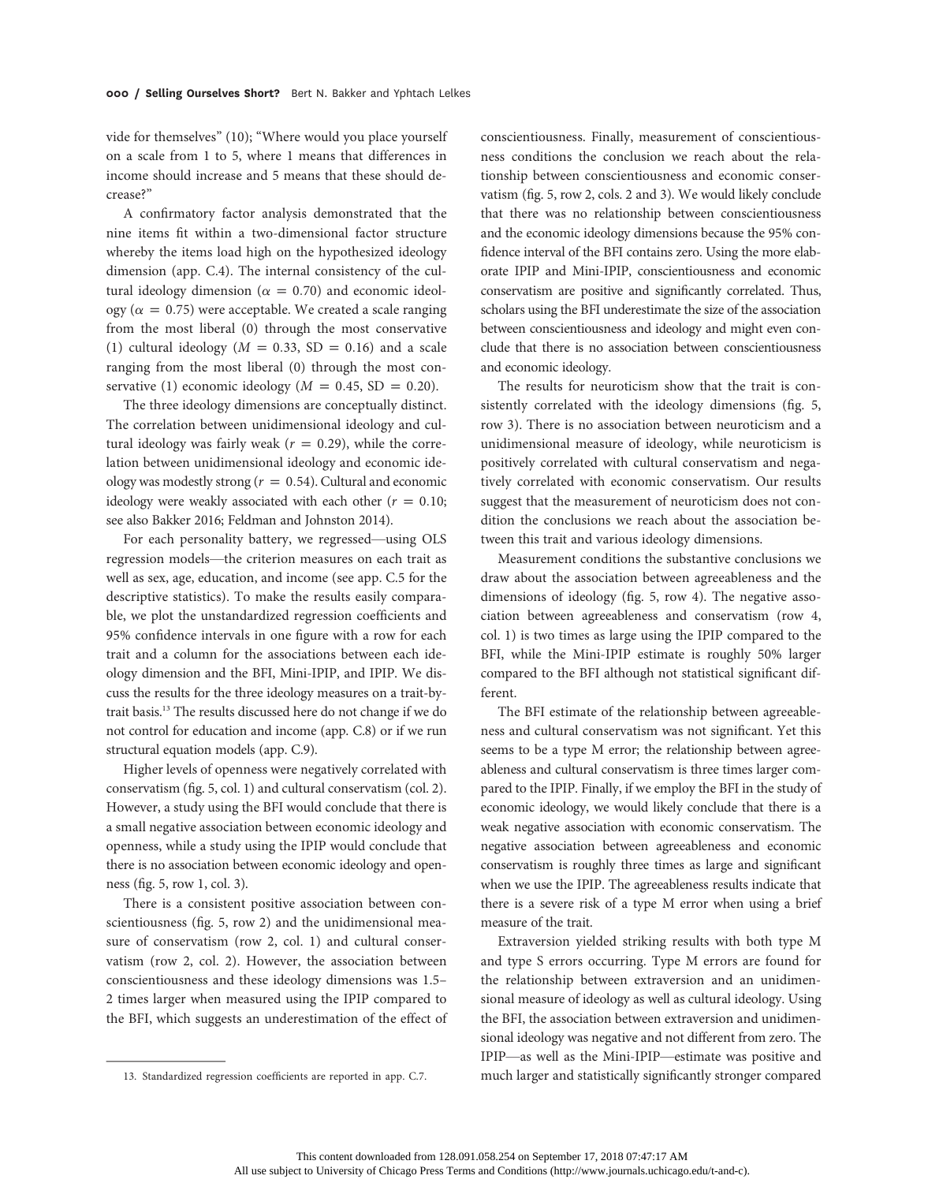vide for themselves" (10); "Where would you place yourself on a scale from 1 to 5, where 1 means that differences in income should increase and 5 means that these should decrease?"

A confirmatory factor analysis demonstrated that the nine items fit within a two-dimensional factor structure whereby the items load high on the hypothesized ideology dimension (app. C.4). The internal consistency of the cultural ideology dimension ($\alpha = 0.70$) and economic ideology ($\alpha = 0.75$) were acceptable. We created a scale ranging from the most liberal (0) through the most conservative (1) cultural ideology ($M = 0.33$, $SD = 0.16$) and a scale ranging from the most liberal (0) through the most conservative (1) economic ideology ($M = 0.45$, $SD = 0.20$).

The three ideology dimensions are conceptually distinct. The correlation between unidimensional ideology and cultural ideology was fairly weak ($r = 0.29$), while the correlation between unidimensional ideology and economic ideology was modestly strong ($r = 0.54$). Cultural and economic ideology were weakly associated with each other ($r = 0.10$; see also Bakker 2016; Feldman and Johnston 2014).

For each personality battery, we regressed—using OLS regression models—the criterion measures on each trait as well as sex, age, education, and income (see app. C.5 for the descriptive statistics). To make the results easily comparable, we plot the unstandardized regression coefficients and 95% confidence intervals in one figure with a row for each trait and a column for the associations between each ideology dimension and the BFI, Mini-IPIP, and IPIP. We discuss the results for the three ideology measures on a trait-by-trait basis.[13] The results discussed here do not change if we do not control for education and income (app. C.8) or if we run structural equation models (app. C.9).

Higher levels of openness were negatively correlated with conservatism (fig. 5, col. 1) and cultural conservatism (col. 2). However, a study using the BFI would conclude that there is a small negative association between economic ideology and openness, while a study using the IPIP would conclude that there is no association between economic ideology and openness (fig. 5, row 1, col. 3).

There is a consistent positive association between conscientiousness (fig. 5, row 2) and the unidimensional measure of conservatism (row 2, col. 1) and cultural conservatism (row 2, col. 2). However, the association between conscientiousness and these ideology dimensions was 1.5–2 times larger when measured using the IPIP compared to the BFI, which suggests an underestimation of the effect of conscientiousness. Finally, measurement of conscientiousness conditions the conclusion we reach about the relationship between conscientiousness and economic conservatism (fig. 5, row 2, cols. 2 and 3). We would likely conclude that there was no relationship between conscientiousness and the economic ideology dimensions because the 95% confidence interval of the BFI contains zero. Using the more elaborate IPIP and Mini-IPIP, conscientiousness and economic conservatism are positive and significantly correlated. Thus, scholars using the BFI underestimate the size of the association between conscientiousness and ideology and might even conclude that there is no association between conscientiousness and economic ideology.

The results for neuroticism show that the trait is consistently correlated with the ideology dimensions (fig. 5, row 3). There is no association between neuroticism and a unidimensional measure of ideology, while neuroticism is positively correlated with cultural conservatism and negatively correlated with economic conservatism. Our results suggest that the measurement of neuroticism does not condition the conclusions we reach about the association between this trait and various ideology dimensions.

Measurement conditions the substantive conclusions we draw about the association between agreeableness and the dimensions of ideology (fig. 5, row 4). The negative association between agreeableness and conservatism (row 4, col. 1) is two times as large using the IPIP compared to the BFI, while the Mini-IPIP estimate is roughly 50% larger compared to the BFI although not statistical significant different.

The BFI estimate of the relationship between agreeableness and cultural conservatism was not significant. Yet this seems to be a type M error; the relationship between agreeableness and cultural conservatism is three times larger compared to the IPIP. Finally, if we employ the BFI in the study of economic ideology, we would likely conclude that there is a weak negative association with economic conservatism. The negative association between agreeableness and economic conservatism is roughly three times as large and significant when we use the IPIP. The agreeableness results indicate that there is a severe risk of a type M error when using a brief measure of the trait.

Extraversion yielded striking results with both type M and type S errors occurring. Type M errors are found for the relationship between extraversion and an unidimensional measure of ideology as well as cultural ideology. Using the BFI, the association between extraversion and unidimensional ideology was negative and not different from zero. The IPIP—as well as the Mini-IPIP—estimate was positive and much larger and statistically significantly stronger compared

13. Standardized regression coefficients are reported in app. C.7.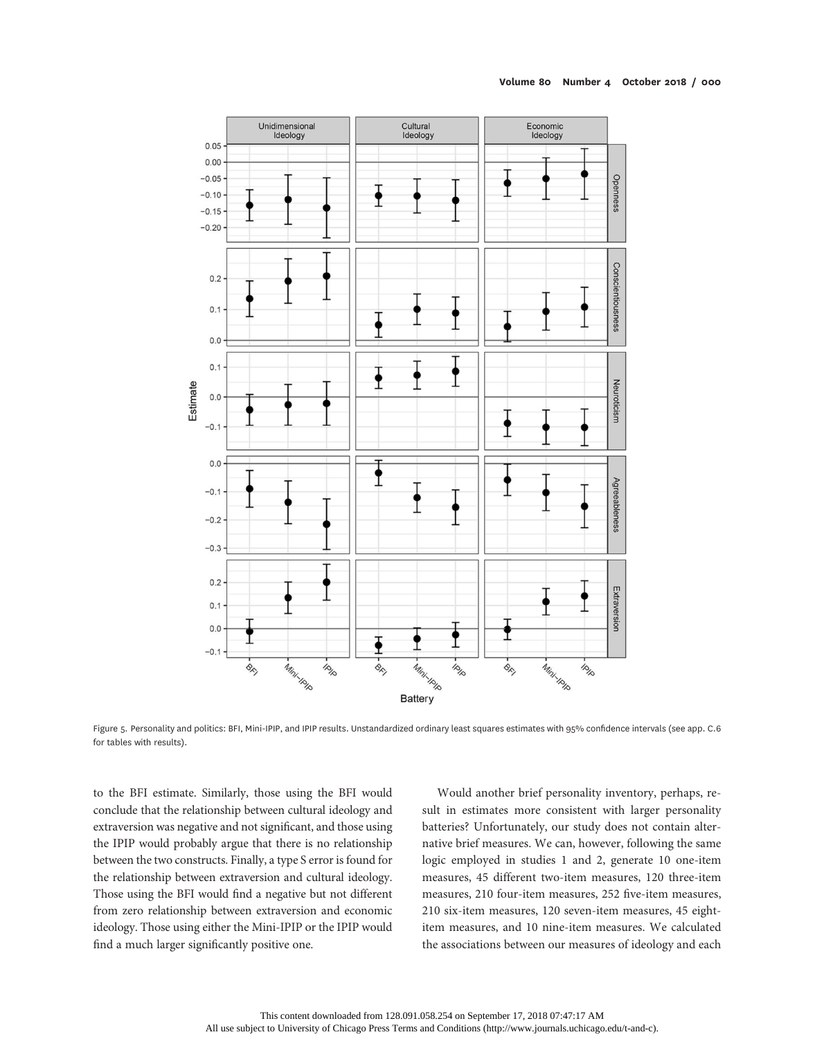Figure 5. Personality and politics: BFI, Mini-IPIP, and IPIP results. Unstandardized ordinary least squares estimates with 95% confidence intervals (see app. C.6 for tables with results).

to the BFI estimate. Similarly, those using the BFI would conclude that the relationship between cultural ideology and extraversion was negative and not significant, and those using the IPIP would probably argue that there is no relationship between the two constructs. Finally, a type S error is found for the relationship between extraversion and cultural ideology. Those using the BFI would find a negative but not different from zero relationship between extraversion and economic ideology. Those using either the Mini-IPIP or the IPIP would find a much larger significantly positive one.

Would another brief personality inventory, perhaps, result in estimates more consistent with larger personality batteries? Unfortunately, our study does not contain alternative brief measures. We can, however, following the same logic employed in studies 1 and 2, generate 10 one-item measures, 45 different two-item measures, 120 three-item measures, 210 four-item measures, 252 five-item measures, 210 six-item measures, 120 seven-item measures, 45 eight-item measures, and 10 nine-item measures. We calculated the associations between our measures of ideology and each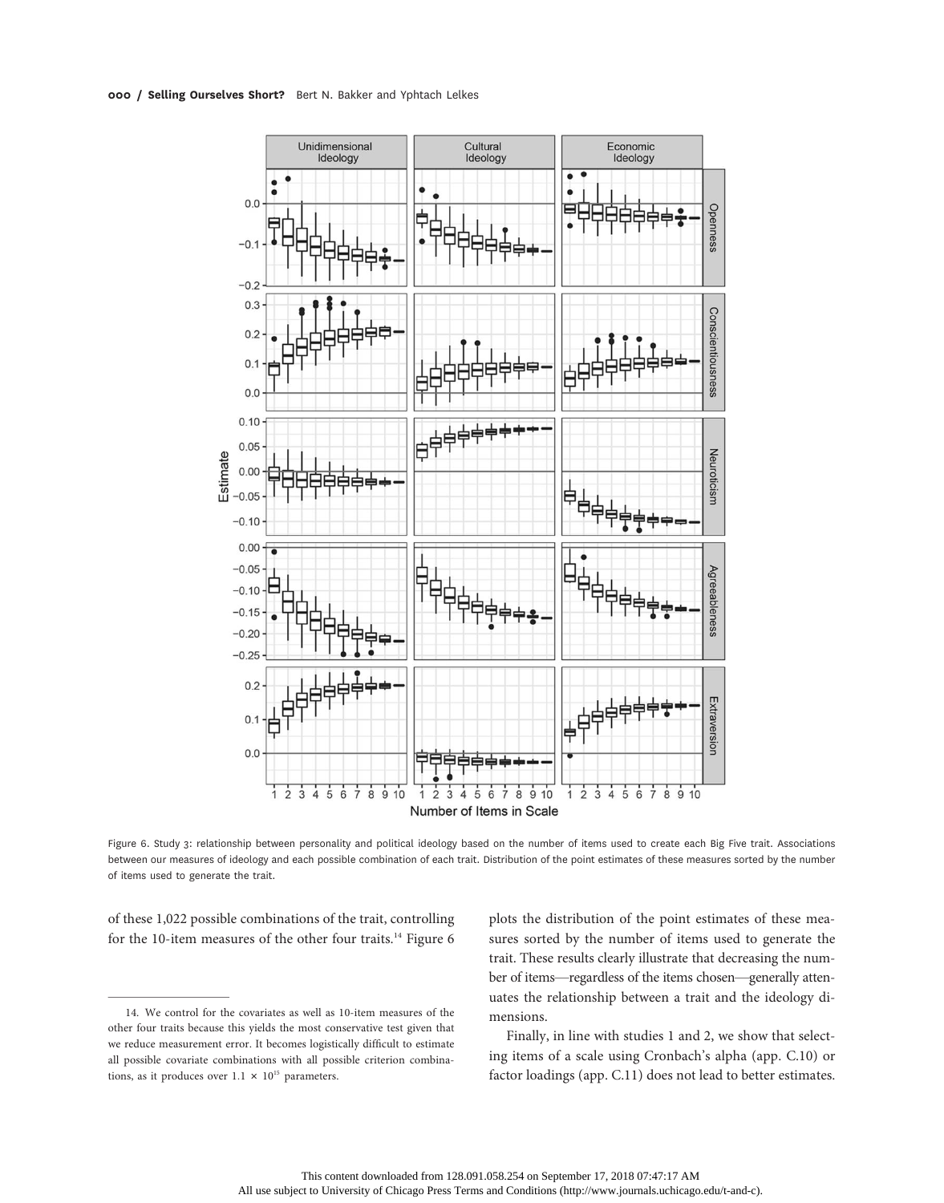Figure 6. Study 3: relationship between personality and political ideology based on the number of items used to create each Big Five trait. Associations between our measures of ideology and each possible combination of each trait. Distribution of the point estimates of these measures sorted by the number of items used to generate the trait.

of these 1,022 possible combinations of the trait, controlling for the 10-item measures of the other four traits.[14] Figure 6 plots the distribution of the point estimates of these measures sorted by the number of items used to generate the trait. These results clearly illustrate that decreasing the number of items—regardless of the items chosen—generally attenuates the relationship between a trait and the ideology dimensions.

Finally, in line with studies 1 and 2, we show that selecting items of a scale using Cronbach's alpha (app. C.10) or factor loadings (app. C.11) does not lead to better estimates.

14. We control for the covariates as well as 10-item measures of the other four traits because this yields the most conservative test given that we reduce measurement error. It becomes logistically difficult to estimate all possible covariate combinations with all possible criterion combinations, as it produces over $1.1 \times 10^{15}$ parameters.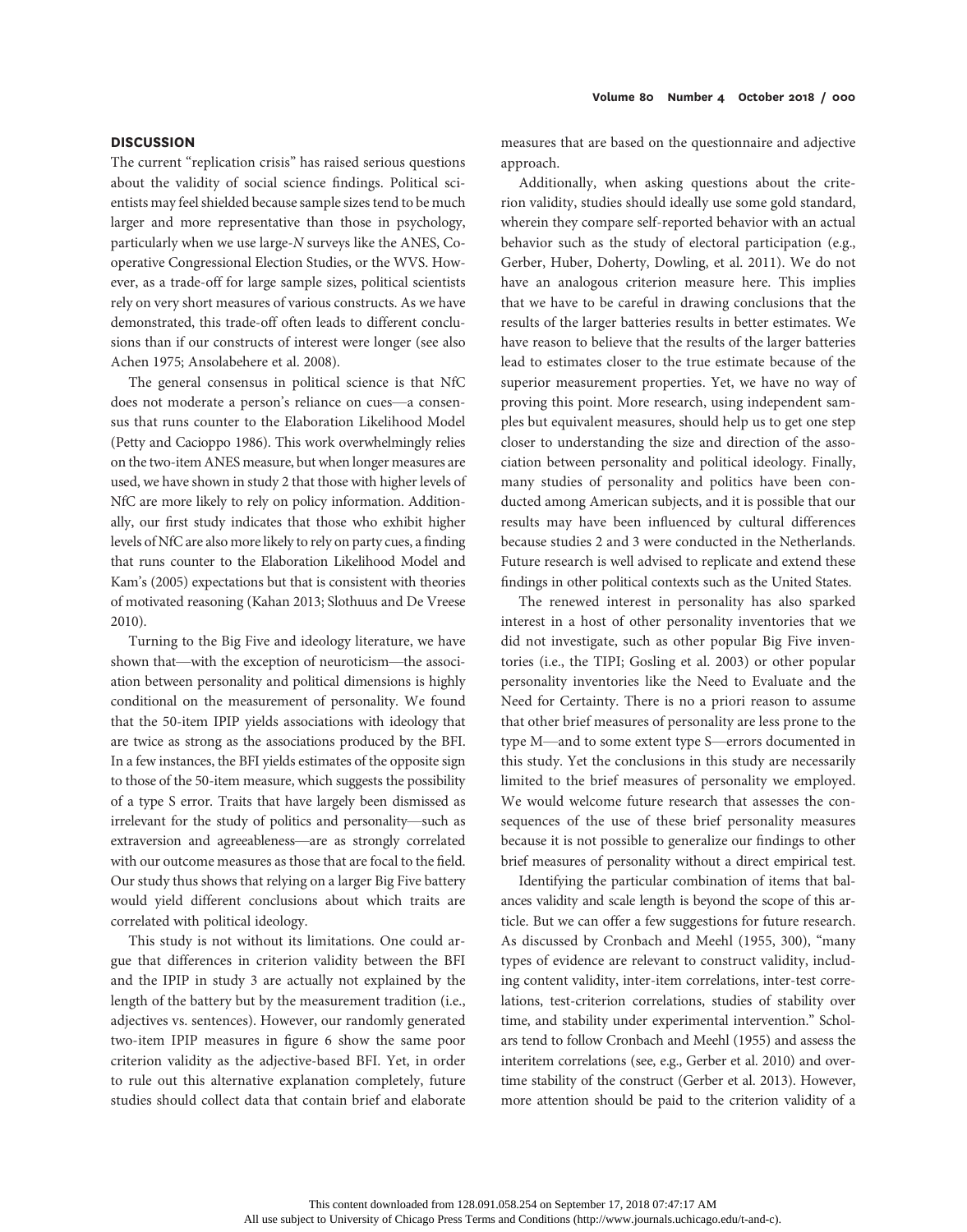## DISCUSSION

The current "replication crisis" has raised serious questions about the validity of social science findings. Political scientists may feel shielded because sample sizes tend to be much larger and more representative than those in psychology, particularly when we use large-*N* surveys like the ANES, Cooperative Congressional Election Studies, or the WVS. However, as a trade-off for large sample sizes, political scientists rely on very short measures of various constructs. As we have demonstrated, this trade-off often leads to different conclusions than if our constructs of interest were longer (see also Achen 1975; Ansolabehere et al. 2008).

The general consensus in political science is that NfC does not moderate a person's reliance on cues—a consensus that runs counter to the Elaboration Likelihood Model (Petty and Cacioppo 1986). This work overwhelmingly relies on the two-item ANES measure, but when longer measures are used, we have shown in study 2 that those with higher levels of NfC are more likely to rely on policy information. Additionally, our first study indicates that those who exhibit higher levels of NfC are also more likely to rely on party cues, a finding that runs counter to the Elaboration Likelihood Model and Kam's (2005) expectations but that is consistent with theories of motivated reasoning (Kahan 2013; Slothuus and De Vreese 2010).

Turning to the Big Five and ideology literature, we have shown that—with the exception of neuroticism—the association between personality and political dimensions is highly conditional on the measurement of personality. We found that the 50-item IPIP yields associations with ideology that are twice as strong as the associations produced by the BFI. In a few instances, the BFI yields estimates of the opposite sign to those of the 50-item measure, which suggests the possibility of a type S error. Traits that have largely been dismissed as irrelevant for the study of politics and personality—such as extraversion and agreeableness—are as strongly correlated with our outcome measures as those that are focal to the field. Our study thus shows that relying on a larger Big Five battery would yield different conclusions about which traits are correlated with political ideology.

This study is not without its limitations. One could argue that differences in criterion validity between the BFI and the IPIP in study 3 are actually not explained by the length of the battery but by the measurement tradition (i.e., adjectives vs. sentences). However, our randomly generated two-item IPIP measures in figure 6 show the same poor criterion validity as the adjective-based BFI. Yet, in order to rule out this alternative explanation completely, future studies should collect data that contain brief and elaborate measures that are based on the questionnaire and adjective approach.

Additionally, when asking questions about the criterion validity, studies should ideally use some gold standard, wherein they compare self-reported behavior with an actual behavior such as the study of electoral participation (e.g., Gerber, Huber, Doherty, Dowling, et al. 2011). We do not have an analogous criterion measure here. This implies that we have to be careful in drawing conclusions that the results of the larger batteries results in better estimates. We have reason to believe that the results of the larger batteries lead to estimates closer to the true estimate because of the superior measurement properties. Yet, we have no way of proving this point. More research, using independent samples but equivalent measures, should help us to get one step closer to understanding the size and direction of the association between personality and political ideology. Finally, many studies of personality and politics have been conducted among American subjects, and it is possible that our results may have been influenced by cultural differences because studies 2 and 3 were conducted in the Netherlands. Future research is well advised to replicate and extend these findings in other political contexts such as the United States.

The renewed interest in personality has also sparked interest in a host of other personality inventories that we did not investigate, such as other popular Big Five inventories (i.e., the TIPI; Gosling et al. 2003) or other popular personality inventories like the Need to Evaluate and the Need for Certainty. There is no a priori reason to assume that other brief measures of personality are less prone to the type M—and to some extent type S—errors documented in this study. Yet the conclusions in this study are necessarily limited to the brief measures of personality we employed. We would welcome future research that assesses the consequences of the use of these brief personality measures because it is not possible to generalize our findings to other brief measures of personality without a direct empirical test.

Identifying the particular combination of items that balances validity and scale length is beyond the scope of this article. But we can offer a few suggestions for future research. As discussed by Cronbach and Meehl (1955, 300), "many types of evidence are relevant to construct validity, including content validity, inter-item correlations, inter-test correlations, test-criterion correlations, studies of stability over time, and stability under experimental intervention." Scholars tend to follow Cronbach and Meehl (1955) and assess the interitem correlations (see, e.g., Gerber et al. 2010) and over-time stability of the construct (Gerber et al. 2013). However, more attention should be paid to the criterion validity of a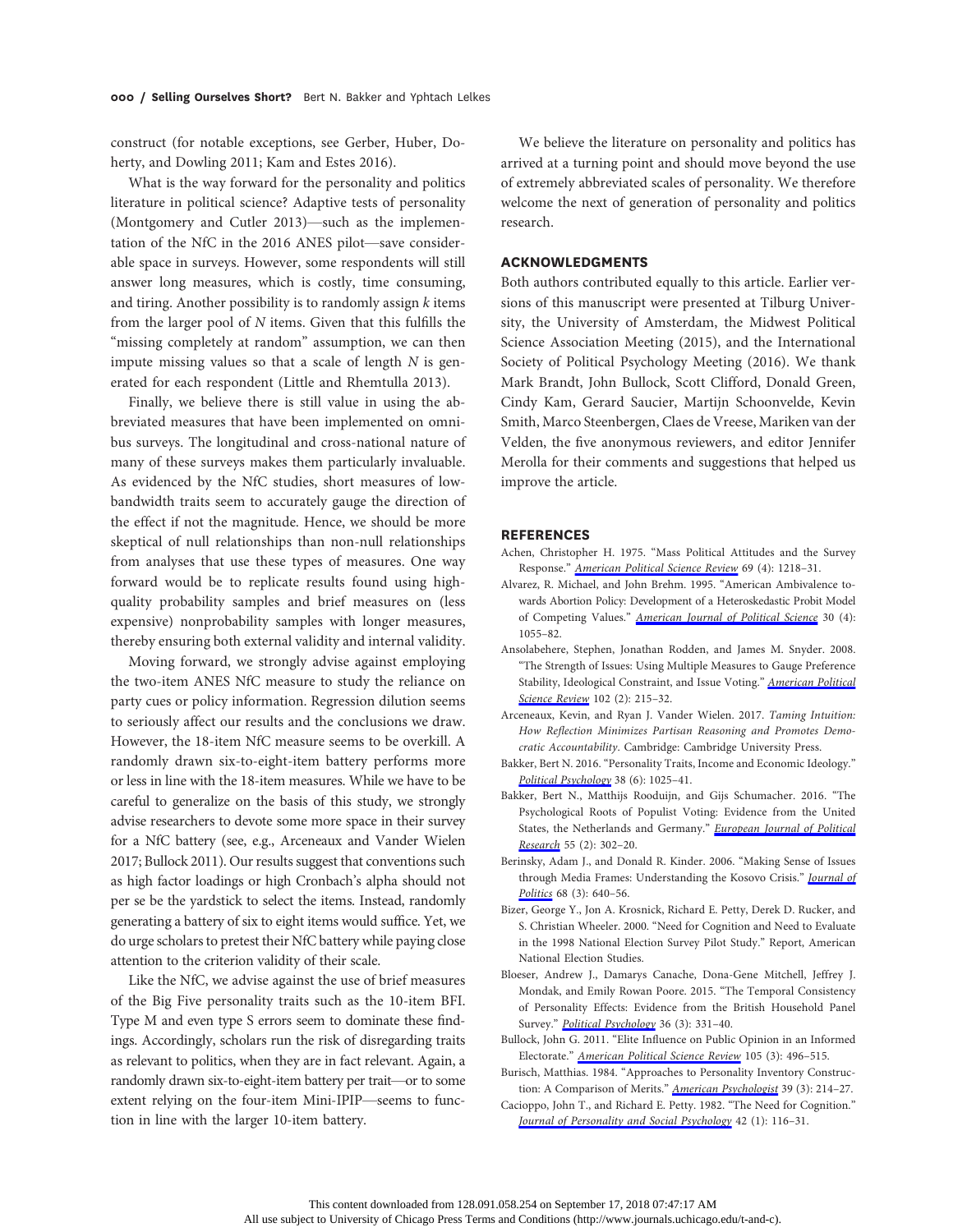construct (for notable exceptions, see Gerber, Huber, Doherty, and Dowling 2011; Kam and Estes 2016).

What is the way forward for the personality and politics literature in political science? Adaptive tests of personality (Montgomery and Cutler 2013)—such as the implementation of the NfC in the 2016 ANES pilot—save considerable space in surveys. However, some respondents will still answer long measures, which is costly, time consuming, and tiring. Another possibility is to randomly assign *k* items from the larger pool of *N* items. Given that this fulfills the "missing completely at random" assumption, we can then impute missing values so that a scale of length *N* is generated for each respondent (Little and Rhemtulla 2013).

Finally, we believe there is still value in using the abbreviated measures that have been implemented on omnibus surveys. The longitudinal and cross-national nature of many of these surveys makes them particularly invaluable. As evidenced by the NfC studies, short measures of low-bandwidth traits seem to accurately gauge the direction of the effect if not the magnitude. Hence, we should be more skeptical of null relationships than non-null relationships from analyses that use these types of measures. One way forward would be to replicate results found using high-quality probability samples and brief measures on (less expensive) nonprobability samples with longer measures, thereby ensuring both external validity and internal validity.

Moving forward, we strongly advise against employing the two-item ANES NfC measure to study the reliance on party cues or policy information. Regression dilution seems to seriously affect our results and the conclusions we draw. However, the 18-item NfC measure seems to be overkill. A randomly drawn six-to-eight-item battery performs more or less in line with the 18-item measures. While we have to be careful to generalize on the basis of this study, we strongly advise researchers to devote some more space in their survey for a NfC battery (see, e.g., Arceneaux and Vander Wielen 2017; Bullock 2011). Our results suggest that conventions such as high factor loadings or high Cronbach's alpha should not per se be the yardstick to select the items. Instead, randomly generating a battery of six to eight items would suffice. Yet, we do urge scholars to pretest their NfC battery while paying close attention to the criterion validity of their scale.

Like the NfC, we advise against the use of brief measures of the Big Five personality traits such as the 10-item BFI. Type M and even type S errors seem to dominate these findings. Accordingly, scholars run the risk of disregarding traits as relevant to politics, when they are in fact relevant. Again, a randomly drawn six-to-eight-item battery per trait—or to some extent relying on the four-item Mini-IPIP—seems to function in line with the larger 10-item battery.

We believe the literature on personality and politics has arrived at a turning point and should move beyond the use of extremely abbreviated scales of personality. We therefore welcome the next of generation of personality and politics research.

## ACKNOWLEDGMENTS

Both authors contributed equally to this article. Earlier versions of this manuscript were presented at Tilburg University, the University of Amsterdam, the Midwest Political Science Association Meeting (2015), and the International Society of Political Psychology Meeting (2016). We thank Mark Brandt, John Bullock, Scott Clifford, Donald Green, Cindy Kam, Gerard Saucier, Martijn Schoonvelde, Kevin Smith, Marco Steenbergen, Claes de Vreese, Mariken van der Velden, the five anonymous reviewers, and editor Jennifer Merolla for their comments and suggestions that helped us improve the article.

## REFERENCES

Achen, Christopher H. 1975. "Mass Political Attitudes and the Survey Response." *American Political Science Review* 69 (4): 1218–31.

Alvarez, R. Michael, and John Brehm. 1995. "American Ambivalence towards Abortion Policy: Development of a Heteroskedastic Probit Model of Competing Values." *American Journal of Political Science* 30 (4): 1055–82.

Ansolabehere, Stephen, Jonathan Rodden, and James M. Snyder. 2008. "The Strength of Issues: Using Multiple Measures to Gauge Preference Stability, Ideological Constraint, and Issue Voting." *American Political Science Review* 102 (2): 215–32.

Arceneaux, Kevin, and Ryan J. Vander Wielen. 2017. *Taming Intuition: How Reflection Minimizes Partisan Reasoning and Promotes Democratic Accountability*. Cambridge: Cambridge University Press.

Bakker, Bert N. 2016. "Personality Traits, Income and Economic Ideology." *Political Psychology* 38 (6): 1025–41.

Bakker, Bert N., Matthijs Rooduijn, and Gijs Schumacher. 2016. "The Psychological Roots of Populist Voting: Evidence from the United States, the Netherlands and Germany." *European Journal of Political Research* 55 (2): 302–20.

Berinsky, Adam J., and Donald R. Kinder. 2006. "Making Sense of Issues through Media Frames: Understanding the Kosovo Crisis." *Journal of Politics* 68 (3): 640–56.

Bizer, George Y., Jon A. Krosnick, Richard E. Petty, Derek D. Rucker, and S. Christian Wheeler. 2000. "Need for Cognition and Need to Evaluate in the 1998 National Election Survey Pilot Study." Report, American National Election Studies.

Bloeser, Andrew J., Damarys Canache, Dona-Gene Mitchell, Jeffrey J. Mondak, and Emily Rowan Poore. 2015. "The Temporal Consistency of Personality Effects: Evidence from the British Household Panel Survey." *Political Psychology* 36 (3): 331–40.

Bullock, John G. 2011. "Elite Influence on Public Opinion in an Informed Electorate." *American Political Science Review* 105 (3): 496–515.

Burisch, Matthias. 1984. "Approaches to Personality Inventory Construction: A Comparison of Merits." *American Psychologist* 39 (3): 214–27.

Cacioppo, John T., and Richard E. Petty. 1982. "The Need for Cognition." *Journal of Personality and Social Psychology* 42 (1): 116–31.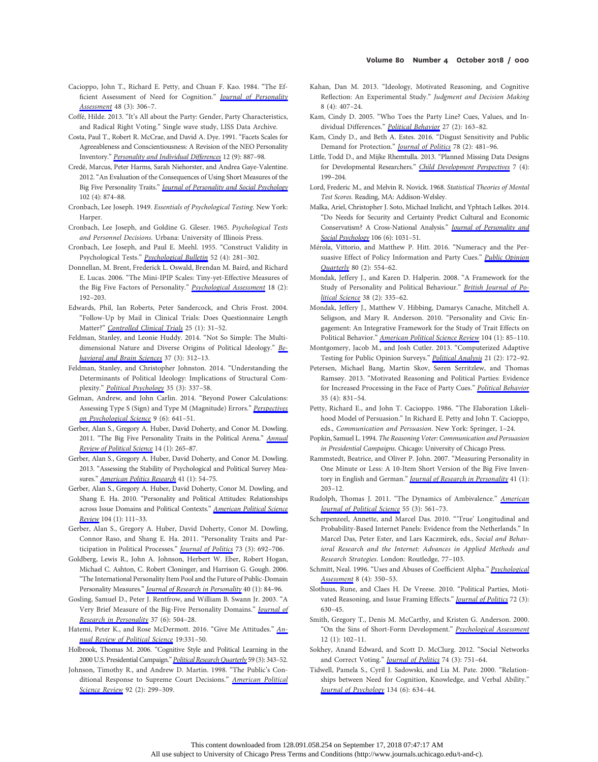Cacioppo, John T., Richard E. Petty, and Chuan F. Kao. 1984. "The Efficient Assessment of Need for Cognition." *Journal of Personality Assessment* 48 (3): 306–7.

Coffé, Hilde. 2013. "It's All about the Party: Gender, Party Characteristics, and Radical Right Voting." Single wave study, LISS Data Archive.

Costa, Paul T., Robert R. McCrae, and David A. Dye. 1991. "Facets Scales for Agreeableness and Conscientiousness: A Revision of the NEO Personality Inventory." *Personality and Individual Differences* 12 (9): 887–98.

Credé, Marcus, Peter Harms, Sarah Niehorster, and Andrea Gaye-Valentine. 2012. "An Evaluation of the Consequences of Using Short Measures of the Big Five Personality Traits." *Journal of Personality and Social Psychology* 102 (4): 874–88.

Cronbach, Lee Joseph. 1949. *Essentials of Psychological Testing*. New York: Harper.

Cronbach, Lee Joseph, and Goldine G. Gleser. 1965. *Psychological Tests and Personnel Decisions*. Urbana: University of Illinois Press.

Cronbach, Lee Joseph, and Paul E. Meehl. 1955. "Construct Validity in Psychological Tests." *Psychological Bulletin* 52 (4): 281–302.

Donnellan, M. Brent, Frederick L. Oswald, Brendan M. Baird, and Richard E. Lucas. 2006. "The Mini-IPIP Scales: Tiny-yet-Effective Measures of the Big Five Factors of Personality." *Psychological Assessment* 18 (2): 192–203.

Edwards, Phil, Ian Roberts, Peter Sandercock, and Chris Frost. 2004. "Follow-Up by Mail in Clinical Trials: Does Questionnaire Length Matter?" *Controlled Clinical Trials* 25 (1): 31–52.

Feldman, Stanley, and Leonie Huddy. 2014. "Not So Simple: The Multidimensional Nature and Diverse Origins of Political Ideology." *Behavioral and Brain Sciences* 37 (3): 312–13.

Feldman, Stanley, and Christopher Johnston. 2014. "Understanding the Determinants of Political Ideology: Implications of Structural Complexity." *Political Psychology* 35 (3): 337–58.

Gelman, Andrew, and John Carlin. 2014. "Beyond Power Calculations: Assessing Type S (Sign) and Type M (Magnitude) Errors." *Perspectives on Psychological Science* 9 (6): 641–51.

Gerber, Alan S., Gregory A. Huber, David Doherty, and Conor M. Dowling. 2011. "The Big Five Personality Traits in the Political Arena." *Annual Review of Political Science* 14 (1): 265–87.

Gerber, Alan S., Gregory A. Huber, David Doherty, and Conor M. Dowling. 2013. "Assessing the Stability of Psychological and Political Survey Measures." *American Politics Research* 41 (1): 54–75.

Gerber, Alan S., Gregory A. Huber, David Doherty, Conor M. Dowling, and Shang E. Ha. 2010. "Personality and Political Attitudes: Relationships across Issue Domains and Political Contexts." *American Political Science Review* 104 (1): 111–33.

Gerber, Alan S., Gregory A. Huber, David Doherty, Conor M. Dowling, Connor Raso, and Shang E. Ha. 2011. "Personality Traits and Participation in Political Processes." *Journal of Politics* 73 (3): 692–706.

Goldberg, Lewis R., John A. Johnson, Herbert W. Eber, Robert Hogan, Michael C. Ashton, C. Robert Cloninger, and Harrison G. Gough. 2006. "The International Personality Item Pool and the Future of Public-Domain Personality Measures." *Journal of Research in Personality* 40 (1): 84–96.

Gosling, Samuel D., Peter J. Rentfrow, and William B. Swann Jr. 2003. "A Very Brief Measure of the Big-Five Personality Domains." *Journal of Research in Personality* 37 (6): 504–28.

Hatemi, Peter K., and Rose McDermott. 2016. "Give Me Attitudes." *Annual Review of Political Science* 19:331–50.

Holbrook, Thomas M. 2006. "Cognitive Style and Political Learning in the 2000 U.S. Presidential Campaign." *Political Research Quarterly* 59 (3): 343–52.

Johnson, Timothy R., and Andrew D. Martin. 1998. "The Public's Conditional Response to Supreme Court Decisions." *American Political Science Review* 92 (2): 299–309.

Kahan, Dan M. 2013. "Ideology, Motivated Reasoning, and Cognitive Reflection: An Experimental Study." *Judgment and Decision Making* 8 (4): 407–24.

Kam, Cindy D. 2005. "Who Toes the Party Line? Cues, Values, and Individual Differences." *Political Behavior* 27 (2): 163–82.

Kam, Cindy D., and Beth A. Estes. 2016. "Disgust Sensitivity and Public Demand for Protection." *Journal of Politics* 78 (2): 481–96.

Little, Todd D., and Mijke Rhemtulla. 2013. "Planned Missing Data Designs for Developmental Researchers." *Child Development Perspectives* 7 (4): 199–204.

Lord, Frederic M., and Melvin R. Novick. 1968. *Statistical Theories of Mental Test Scores*. Reading, MA: Addison-Welsley.

Malka, Ariel, Christopher J. Soto, Michael Inzlicht, and Yphtach Lelkes. 2014. "Do Needs for Security and Certainty Predict Cultural and Economic Conservatism? A Cross-National Analysis." *Journal of Personality and Social Psychology* 106 (6): 1031–51.

Mérola, Vittorio, and Matthew P. Hitt. 2016. "Numeracy and the Persuasive Effect of Policy Information and Party Cues." *Public Opinion Quarterly* 80 (2): 554–62.

Mondak, Jeffery J., and Karen D. Halperin. 2008. "A Framework for the Study of Personality and Political Behaviour." *British Journal of Political Science* 38 (2): 335–62.

Mondak, Jeffery J., Matthew V. Hibbing, Damarys Canache, Mitchell A. Seligson, and Mary R. Anderson. 2010. "Personality and Civic Engagement: An Integrative Framework for the Study of Trait Effects on Political Behavior." *American Political Science Review* 104 (1): 85–110.

Montgomery, Jacob M., and Josh Cutler. 2013. "Computerized Adaptive Testing for Public Opinion Surveys." *Political Analysis* 21 (2): 172–92.

Petersen, Michael Bang, Martin Skov, Søren Serritzlew, and Thomas Ramsøy. 2013. "Motivated Reasoning and Political Parties: Evidence for Increased Processing in the Face of Party Cues." *Political Behavior* 35 (4): 831–54.

Petty, Richard E., and John T. Cacioppo. 1986. "The Elaboration Likelihood Model of Persuasion." In Richard E. Petty and John T. Cacioppo, eds., *Communication and Persuasion*. New York: Springer, 1–24.

Popkin, Samuel L. 1994. *The Reasoning Voter: Communication and Persuasion in Presidential Campaigns*. Chicago: University of Chicago Press.

Rammstedt, Beatrice, and Oliver P. John. 2007. "Measuring Personality in One Minute or Less: A 10-Item Short Version of the Big Five Inventory in English and German." *Journal of Research in Personality* 41 (1): 203–12.

Rudolph, Thomas J. 2011. "The Dynamics of Ambivalence." *American Journal of Political Science* 55 (3): 561–73.

Scherpenzeel, Annette, and Marcel Das. 2010. "'True' Longitudinal and Probability-Based Internet Panels: Evidence from the Netherlands." In Marcel Das, Peter Ester, and Lars Kaczmirek, eds., *Social and Behavioral Research and the Internet: Advances in Applied Methods and Research Strategies*. London: Routledge, 77–103.

Schmitt, Neal. 1996. "Uses and Abuses of Coefficient Alpha." *Psychological Assessment* 8 (4): 350–53.

Slothuus, Rune, and Claes H. De Vreese. 2010. "Political Parties, Motivated Reasoning, and Issue Framing Effects." *Journal of Politics* 72 (3): 630–45.

Smith, Gregory T., Denis M. McCarthy, and Kristen G. Anderson. 2000. "On the Sins of Short-Form Development." *Psychological Assessment* 12 (1): 102–11.

Sokhey, Anand Edward, and Scott D. McClurg. 2012. "Social Networks and Correct Voting." *Journal of Politics* 74 (3): 751–64.

Tidwell, Pamela S., Cyril J. Sadowski, and Lia M. Pate. 2000. "Relationships between Need for Cognition, Knowledge, and Verbal Ability." *Journal of Psychology* 134 (6): 634–44.